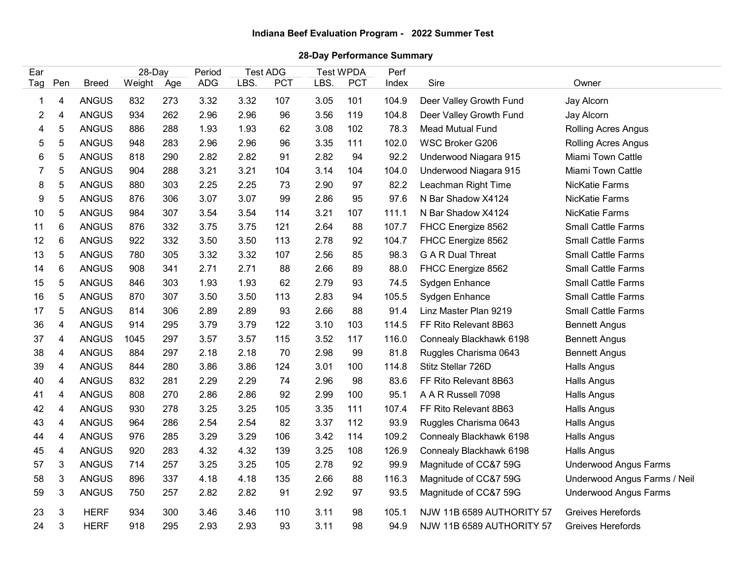**Indiana Beef Evaluation Program - 2022 Summer Test**

**28-Day Performance Summary**

| Ear | | | 28-Day | | Period | Test ADG | | Test WPDA | | Perf | | |
|---|---|---|---|---|---|---|---|---|---|---|---|---|
| Tag | Pen | Breed | Weight | Age | ADG | LBS. | PCT | LBS. | PCT | Index | Sire | Owner |
| 1 | 4 | ANGUS | 832 | 273 | 3.32 | 3.32 | 107 | 3.05 | 101 | 104.9 | Deer Valley Growth Fund | Jay Alcorn |
| 2 | 4 | ANGUS | 934 | 262 | 2.96 | 2.96 | 96 | 3.56 | 119 | 104.8 | Deer Valley Growth Fund | Jay Alcorn |
| 4 | 5 | ANGUS | 886 | 288 | 1.93 | 1.93 | 62 | 3.08 | 102 | 78.3 | Mead Mutual Fund | Rolling Acres Angus |
| 5 | 5 | ANGUS | 948 | 283 | 2.96 | 2.96 | 96 | 3.35 | 111 | 102.0 | WSC Broker G206 | Rolling Acres Angus |
| 6 | 5 | ANGUS | 818 | 290 | 2.82 | 2.82 | 91 | 2.82 | 94 | 92.2 | Underwood Niagara 915 | Miami Town Cattle |
| 7 | 5 | ANGUS | 904 | 288 | 3.21 | 3.21 | 104 | 3.14 | 104 | 104.0 | Underwood Niagara 915 | Miami Town Cattle |
| 8 | 5 | ANGUS | 880 | 303 | 2.25 | 2.25 | 73 | 2.90 | 97 | 82.2 | Leachman Right Time | NicKatie Farms |
| 9 | 5 | ANGUS | 876 | 306 | 3.07 | 3.07 | 99 | 2.86 | 95 | 97.6 | N Bar Shadow X4124 | NicKatie Farms |
| 10 | 5 | ANGUS | 984 | 307 | 3.54 | 3.54 | 114 | 3.21 | 107 | 111.1 | N Bar Shadow X4124 | NicKatie Farms |
| 11 | 6 | ANGUS | 876 | 332 | 3.75 | 3.75 | 121 | 2.64 | 88 | 107.7 | FHCC Energize 8562 | Small Cattle Farms |
| 12 | 6 | ANGUS | 922 | 332 | 3.50 | 3.50 | 113 | 2.78 | 92 | 104.7 | FHCC Energize 8562 | Small Cattle Farms |
| 13 | 5 | ANGUS | 780 | 305 | 3.32 | 3.32 | 107 | 2.56 | 85 | 98.3 | G A R Dual Threat | Small Cattle Farms |
| 14 | 6 | ANGUS | 908 | 341 | 2.71 | 2.71 | 88 | 2.66 | 89 | 88.0 | FHCC Energize 8562 | Small Cattle Farms |
| 15 | 5 | ANGUS | 846 | 303 | 1.93 | 1.93 | 62 | 2.79 | 93 | 74.5 | Sydgen Enhance | Small Cattle Farms |
| 16 | 5 | ANGUS | 870 | 307 | 3.50 | 3.50 | 113 | 2.83 | 94 | 105.5 | Sydgen Enhance | Small Cattle Farms |
| 17 | 5 | ANGUS | 814 | 306 | 2.89 | 2.89 | 93 | 2.66 | 88 | 91.4 | Linz Master Plan 9219 | Small Cattle Farms |
| 36 | 4 | ANGUS | 914 | 295 | 3.79 | 3.79 | 122 | 3.10 | 103 | 114.5 | FF Rito Relevant 8B63 | Bennett Angus |
| 37 | 4 | ANGUS | 1045 | 297 | 3.57 | 3.57 | 115 | 3.52 | 117 | 116.0 | Connealy Blackhawk 6198 | Bennett Angus |
| 38 | 4 | ANGUS | 884 | 297 | 2.18 | 2.18 | 70 | 2.98 | 99 | 81.8 | Ruggles Charisma 0643 | Bennett Angus |
| 39 | 4 | ANGUS | 844 | 280 | 3.86 | 3.86 | 124 | 3.01 | 100 | 114.8 | Stitz Stellar 726D | Halls Angus |
| 40 | 4 | ANGUS | 832 | 281 | 2.29 | 2.29 | 74 | 2.96 | 98 | 83.6 | FF Rito Relevant 8B63 | Halls Angus |
| 41 | 4 | ANGUS | 808 | 270 | 2.86 | 2.86 | 92 | 2.99 | 100 | 95.1 | A A R Russell 7098 | Halls Angus |
| 42 | 4 | ANGUS | 930 | 278 | 3.25 | 3.25 | 105 | 3.35 | 111 | 107.4 | FF Rito Relevant 8B63 | Halls Angus |
| 43 | 4 | ANGUS | 964 | 286 | 2.54 | 2.54 | 82 | 3.37 | 112 | 93.9 | Ruggles Charisma 0643 | Halls Angus |
| 44 | 4 | ANGUS | 976 | 285 | 3.29 | 3.29 | 106 | 3.42 | 114 | 109.2 | Connealy Blackhawk 6198 | Halls Angus |
| 45 | 4 | ANGUS | 920 | 283 | 4.32 | 4.32 | 139 | 3.25 | 108 | 126.9 | Connealy Blackhawk 6198 | Halls Angus |
| 57 | 3 | ANGUS | 714 | 257 | 3.25 | 3.25 | 105 | 2.78 | 92 | 99.9 | Magnitude of CC&7 59G | Underwood Angus Farms |
| 58 | 3 | ANGUS | 896 | 337 | 4.18 | 4.18 | 135 | 2.66 | 88 | 116.3 | Magnitude of CC&7 59G | Underwood Angus Farms / Neil |
| 59 | 3 | ANGUS | 750 | 257 | 2.82 | 2.82 | 91 | 2.92 | 97 | 93.5 | Magnitude of CC&7 59G | Underwood Angus Farms |
| 23 | 3 | HERF | 934 | 300 | 3.46 | 3.46 | 110 | 3.11 | 98 | 105.1 | NJW 11B 6589 AUTHORITY 57 | Greives Herefords |
| 24 | 3 | HERF | 918 | 295 | 2.93 | 2.93 | 93 | 3.11 | 98 | 94.9 | NJW 11B 6589 AUTHORITY 57 | Greives Herefords |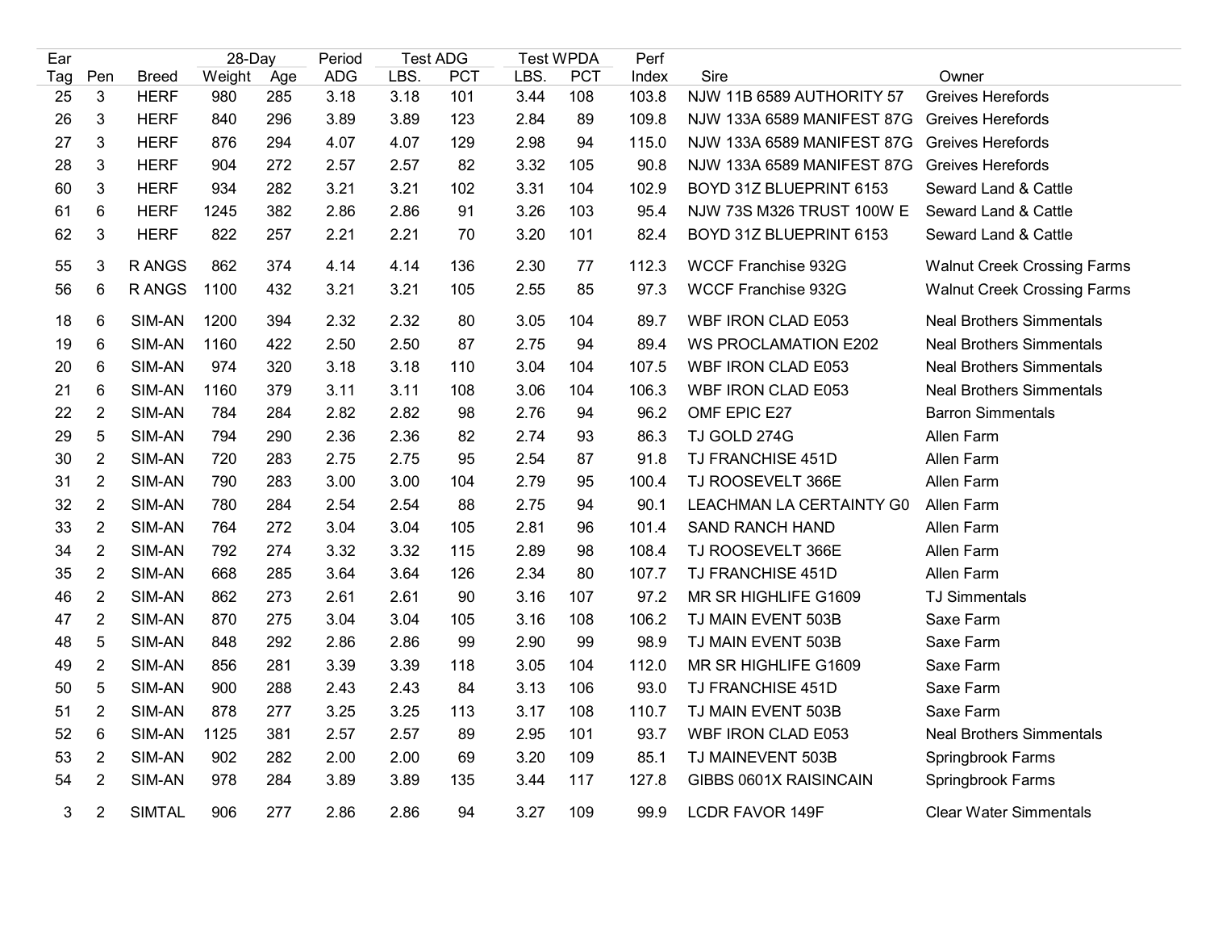| Ear | | | 28-Day | | Period | Test ADG | | Test WPDA | | Perf | | |
|---|---|---|---|---|---|---|---|---|---|---|---|---|
| Tag | Pen | Breed | Weight | Age | ADG | LBS. | PCT | LBS. | PCT | Index | Sire | Owner |
| 25 | 3 | HERF | 980 | 285 | 3.18 | 3.18 | 101 | 3.44 | 108 | 103.8 | NJW 11B 6589 AUTHORITY 57 | Greives Herefords |
| 26 | 3 | HERF | 840 | 296 | 3.89 | 3.89 | 123 | 2.84 | 89 | 109.8 | NJW 133A 6589 MANIFEST 87G | Greives Herefords |
| 27 | 3 | HERF | 876 | 294 | 4.07 | 4.07 | 129 | 2.98 | 94 | 115.0 | NJW 133A 6589 MANIFEST 87G | Greives Herefords |
| 28 | 3 | HERF | 904 | 272 | 2.57 | 2.57 | 82 | 3.32 | 105 | 90.8 | NJW 133A 6589 MANIFEST 87G | Greives Herefords |
| 60 | 3 | HERF | 934 | 282 | 3.21 | 3.21 | 102 | 3.31 | 104 | 102.9 | BOYD 31Z BLUEPRINT 6153 | Seward Land & Cattle |
| 61 | 6 | HERF | 1245 | 382 | 2.86 | 2.86 | 91 | 3.26 | 103 | 95.4 | NJW 73S M326 TRUST 100W E | Seward Land & Cattle |
| 62 | 3 | HERF | 822 | 257 | 2.21 | 2.21 | 70 | 3.20 | 101 | 82.4 | BOYD 31Z BLUEPRINT 6153 | Seward Land & Cattle |
| 55 | 3 | R ANGS | 862 | 374 | 4.14 | 4.14 | 136 | 2.30 | 77 | 112.3 | WCCF Franchise 932G | Walnut Creek Crossing Farms |
| 56 | 6 | R ANGS | 1100 | 432 | 3.21 | 3.21 | 105 | 2.55 | 85 | 97.3 | WCCF Franchise 932G | Walnut Creek Crossing Farms |
| 18 | 6 | SIM-AN | 1200 | 394 | 2.32 | 2.32 | 80 | 3.05 | 104 | 89.7 | WBF IRON CLAD E053 | Neal Brothers Simmentals |
| 19 | 6 | SIM-AN | 1160 | 422 | 2.50 | 2.50 | 87 | 2.75 | 94 | 89.4 | WS PROCLAMATION E202 | Neal Brothers Simmentals |
| 20 | 6 | SIM-AN | 974 | 320 | 3.18 | 3.18 | 110 | 3.04 | 104 | 107.5 | WBF IRON CLAD E053 | Neal Brothers Simmentals |
| 21 | 6 | SIM-AN | 1160 | 379 | 3.11 | 3.11 | 108 | 3.06 | 104 | 106.3 | WBF IRON CLAD E053 | Neal Brothers Simmentals |
| 22 | 2 | SIM-AN | 784 | 284 | 2.82 | 2.82 | 98 | 2.76 | 94 | 96.2 | OMF EPIC E27 | Barron Simmentals |
| 29 | 5 | SIM-AN | 794 | 290 | 2.36 | 2.36 | 82 | 2.74 | 93 | 86.3 | TJ GOLD 274G | Allen Farm |
| 30 | 2 | SIM-AN | 720 | 283 | 2.75 | 2.75 | 95 | 2.54 | 87 | 91.8 | TJ FRANCHISE 451D | Allen Farm |
| 31 | 2 | SIM-AN | 790 | 283 | 3.00 | 3.00 | 104 | 2.79 | 95 | 100.4 | TJ ROOSEVELT 366E | Allen Farm |
| 32 | 2 | SIM-AN | 780 | 284 | 2.54 | 2.54 | 88 | 2.75 | 94 | 90.1 | LEACHMAN LA CERTAINTY G0 | Allen Farm |
| 33 | 2 | SIM-AN | 764 | 272 | 3.04 | 3.04 | 105 | 2.81 | 96 | 101.4 | SAND RANCH HAND | Allen Farm |
| 34 | 2 | SIM-AN | 792 | 274 | 3.32 | 3.32 | 115 | 2.89 | 98 | 108.4 | TJ ROOSEVELT 366E | Allen Farm |
| 35 | 2 | SIM-AN | 668 | 285 | 3.64 | 3.64 | 126 | 2.34 | 80 | 107.7 | TJ FRANCHISE 451D | Allen Farm |
| 46 | 2 | SIM-AN | 862 | 273 | 2.61 | 2.61 | 90 | 3.16 | 107 | 97.2 | MR SR HIGHLIFE G1609 | TJ Simmentals |
| 47 | 2 | SIM-AN | 870 | 275 | 3.04 | 3.04 | 105 | 3.16 | 108 | 106.2 | TJ MAIN EVENT 503B | Saxe Farm |
| 48 | 5 | SIM-AN | 848 | 292 | 2.86 | 2.86 | 99 | 2.90 | 99 | 98.9 | TJ MAIN EVENT 503B | Saxe Farm |
| 49 | 2 | SIM-AN | 856 | 281 | 3.39 | 3.39 | 118 | 3.05 | 104 | 112.0 | MR SR HIGHLIFE G1609 | Saxe Farm |
| 50 | 5 | SIM-AN | 900 | 288 | 2.43 | 2.43 | 84 | 3.13 | 106 | 93.0 | TJ FRANCHISE 451D | Saxe Farm |
| 51 | 2 | SIM-AN | 878 | 277 | 3.25 | 3.25 | 113 | 3.17 | 108 | 110.7 | TJ MAIN EVENT 503B | Saxe Farm |
| 52 | 6 | SIM-AN | 1125 | 381 | 2.57 | 2.57 | 89 | 2.95 | 101 | 93.7 | WBF IRON CLAD E053 | Neal Brothers Simmentals |
| 53 | 2 | SIM-AN | 902 | 282 | 2.00 | 2.00 | 69 | 3.20 | 109 | 85.1 | TJ MAINEVENT 503B | Springbrook Farms |
| 54 | 2 | SIM-AN | 978 | 284 | 3.89 | 3.89 | 135 | 3.44 | 117 | 127.8 | GIBBS 0601X RAISINCAIN | Springbrook Farms |
| 3 | 2 | SIMTAL | 906 | 277 | 2.86 | 2.86 | 94 | 3.27 | 109 | 99.9 | LCDR FAVOR 149F | Clear Water Simmentals |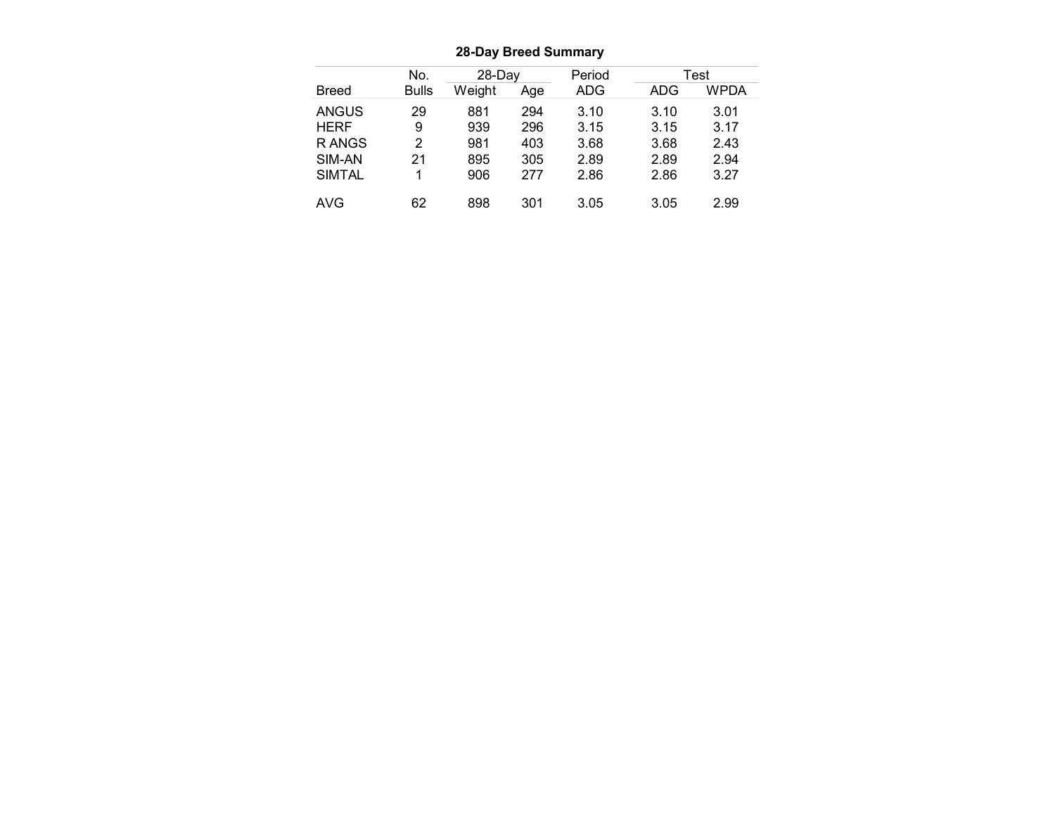**28-Day Breed Summary**

| | No. | 28-Day | | Period | Test | |
|---|---|---|---|---|---|---|
| Breed | Bulls | Weight | Age | ADG | ADG | WPDA |
| ANGUS | 29 | 881 | 294 | 3.10 | 3.10 | 3.01 |
| HERF | 9 | 939 | 296 | 3.15 | 3.15 | 3.17 |
| R ANGS | 2 | 981 | 403 | 3.68 | 3.68 | 2.43 |
| SIM-AN | 21 | 895 | 305 | 2.89 | 2.89 | 2.94 |
| SIMTAL | 1 | 906 | 277 | 2.86 | 2.86 | 3.27 |
| AVG | 62 | 898 | 301 | 3.05 | 3.05 | 2.99 |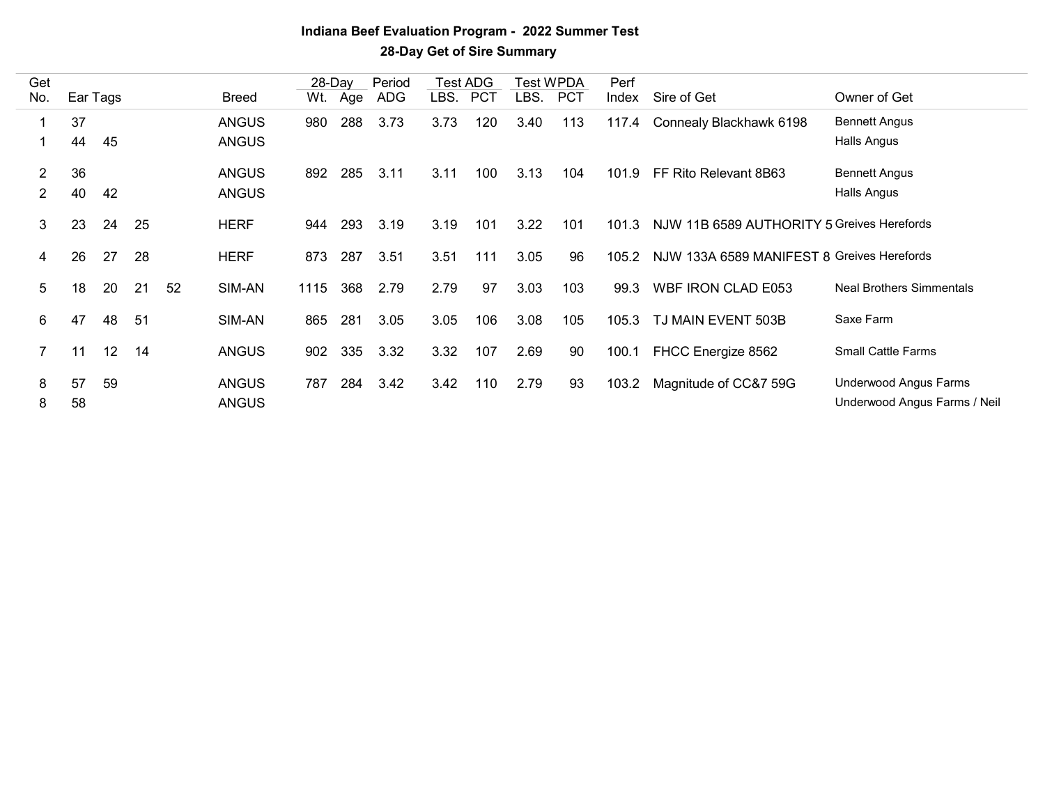## Indiana Beef Evaluation Program - 2022 Summer Test

### 28-Day Get of Sire Summary

| Get No. | Ear Tags | | | | Breed | 28-Day Wt. | 28-Day Age | Period ADG | Test ADG LBS. | Test ADG PCT | Test WPDA LBS. | Test WPDA PCT | Perf Index | Sire of Get | Owner of Get |
|---|---|---|---|---|---|---|---|---|---|---|---|---|---|---|---|
| 1 | 37 | | | | ANGUS | 980 | 288 | 3.73 | 3.73 | 120 | 3.40 | 113 | 117.4 | Connealy Blackhawk 6198 | Bennett Angus |
| 1 | 44 | 45 | | | ANGUS | | | | | | | | | | Halls Angus |
| 2 | 36 | | | | ANGUS | 892 | 285 | 3.11 | 3.11 | 100 | 3.13 | 104 | 101.9 | FF Rito Relevant 8B63 | Bennett Angus |
| 2 | 40 | 42 | | | ANGUS | | | | | | | | | | Halls Angus |
| 3 | 23 | 24 | 25 | | HERF | 944 | 293 | 3.19 | 3.19 | 101 | 3.22 | 101 | 101.3 | NJW 11B 6589 AUTHORITY 5 | Greives Herefords |
| 4 | 26 | 27 | 28 | | HERF | 873 | 287 | 3.51 | 3.51 | 111 | 3.05 | 96 | 105.2 | NJW 133A 6589 MANIFEST 8 | Greives Herefords |
| 5 | 18 | 20 | 21 | 52 | SIM-AN | 1115 | 368 | 2.79 | 2.79 | 97 | 3.03 | 103 | 99.3 | WBF IRON CLAD E053 | Neal Brothers Simmentals |
| 6 | 47 | 48 | 51 | | SIM-AN | 865 | 281 | 3.05 | 3.05 | 106 | 3.08 | 105 | 105.3 | TJ MAIN EVENT 503B | Saxe Farm |
| 7 | 11 | 12 | 14 | | ANGUS | 902 | 335 | 3.32 | 3.32 | 107 | 2.69 | 90 | 100.1 | FHCC Energize 8562 | Small Cattle Farms |
| 8 | 57 | 59 | | | ANGUS | 787 | 284 | 3.42 | 3.42 | 110 | 2.79 | 93 | 103.2 | Magnitude of CC&7 59G | Underwood Angus Farms |
| 8 | 58 | | | | ANGUS | | | | | | | | | | Underwood Angus Farms / Neil |